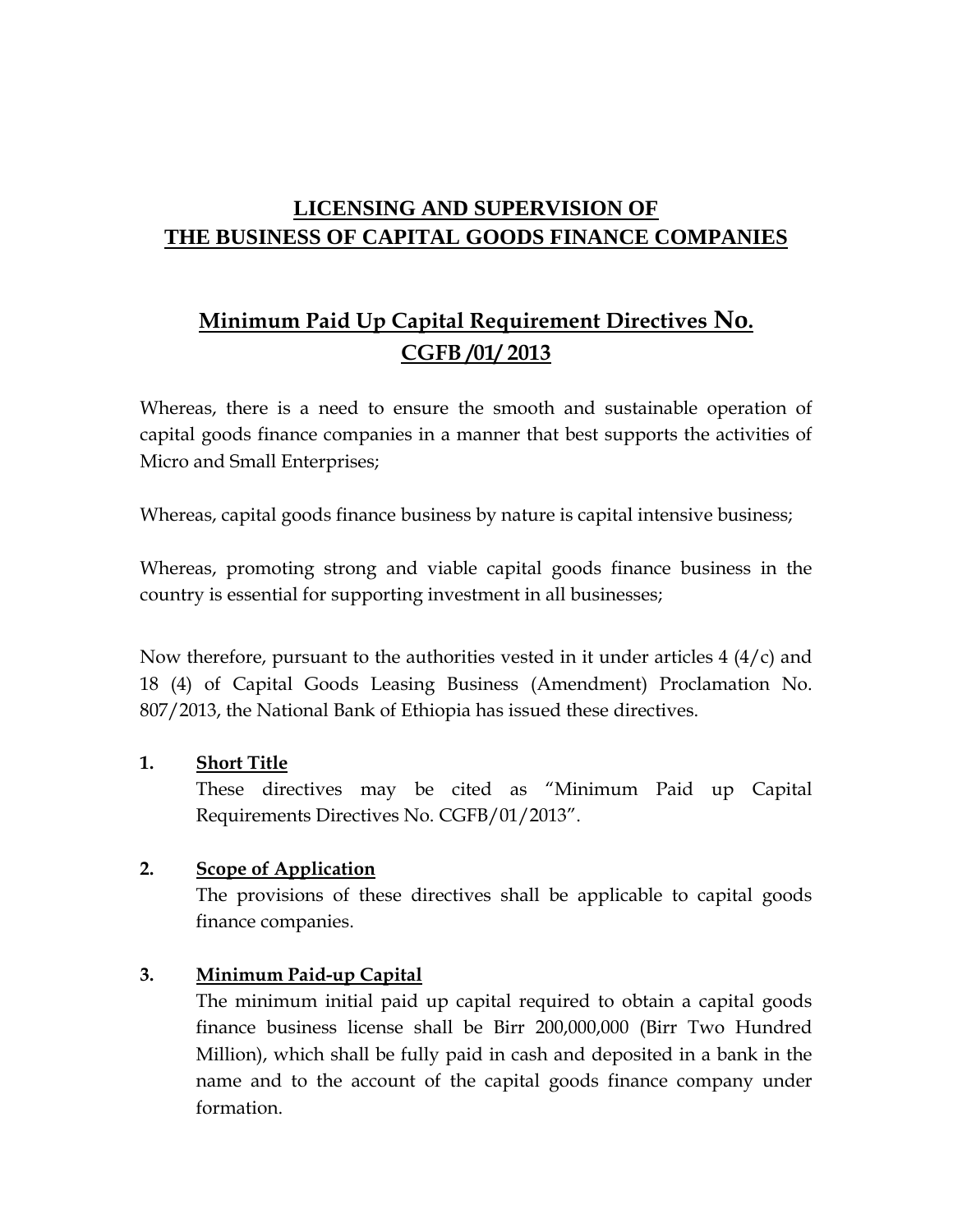# LICENSING AND SUPERVISION OF THE BUSINESS OF CAPITAL GOODS FINANCE COMPANIES

## Minimum Paid Up Capital Requirement Directives No. CGFB /01/ 2013

Whereas, there is a need to ensure the smooth and sustainable operation of capital goods finance companies in a manner that best supports the activities of Micro and Small Enterprises;

Whereas, capital goods finance business by nature is capital intensive business;

Whereas, promoting strong and viable capital goods finance business in the country is essential for supporting investment in all businesses;

Now therefore, pursuant to the authorities vested in it under articles 4 (4/c) and 18 (4) of Capital Goods Leasing Business (Amendment) Proclamation No. 807/2013, the National Bank of Ethiopia has issued these directives.

**1. Short Title**

These directives may be cited as "Minimum Paid up Capital Requirements Directives No. CGFB/01/2013".

**2. Scope of Application**

The provisions of these directives shall be applicable to capital goods finance companies.

**3. Minimum Paid-up Capital**

The minimum initial paid up capital required to obtain a capital goods finance business license shall be Birr 200,000,000 (Birr Two Hundred Million), which shall be fully paid in cash and deposited in a bank in the name and to the account of the capital goods finance company under formation.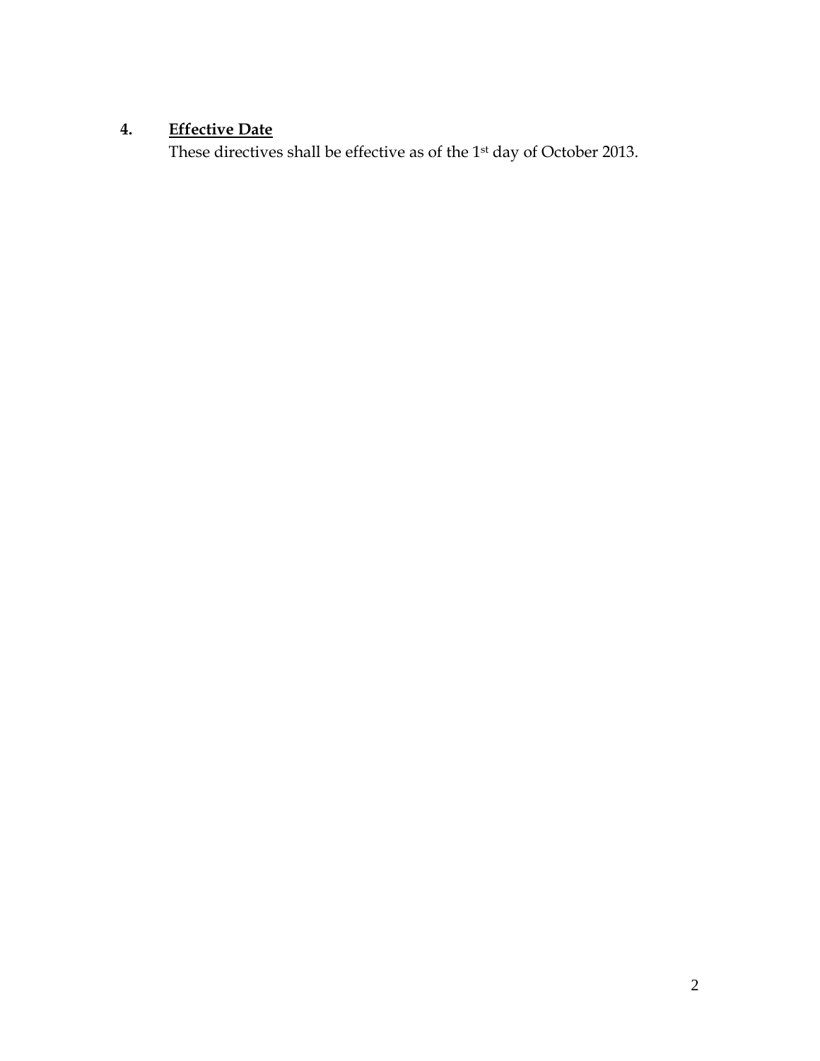**4. <u>Effective Date</u>**

These directives shall be effective as of the 1st day of October 2013.